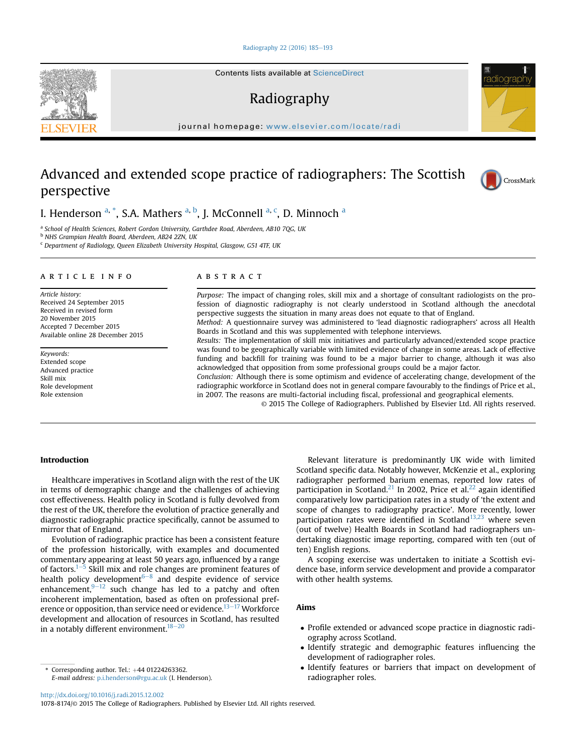# Advanced and extended scope practice of radiographers: The Scottish perspective

I. Henderson [a,*], S.A. Mathers [a,b], J. McConnell [a,c], D. Minnoch [a]

[a] School of Health Sciences, Robert Gordon University, Garthdee Road, Aberdeen, AB10 7QG, UK
[b] NHS Grampian Health Board, Aberdeen, AB24 2ZN, UK
[c] Department of Radiology, Queen Elizabeth University Hospital, Glasgow, G51 4TF, UK

## ARTICLE INFO

*Article history:*
Received 24 September 2015
Received in revised form 20 November 2015
Accepted 7 December 2015
Available online 28 December 2015

*Keywords:*
Extended scope
Advanced practice
Skill mix
Role development
Role extension

## ABSTRACT

*Purpose:* The impact of changing roles, skill mix and a shortage of consultant radiologists on the profession of diagnostic radiography is not clearly understood in Scotland although the anecdotal perspective suggests the situation in many areas does not equate to that of England.

*Method:* A questionnaire survey was administered to 'lead diagnostic radiographers' across all Health Boards in Scotland and this was supplemented with telephone interviews.

*Results:* The implementation of skill mix initiatives and particularly advanced/extended scope practice was found to be geographically variable with limited evidence of change in some areas. Lack of effective funding and backfill for training was found to be a major barrier to change, although it was also acknowledged that opposition from some professional groups could be a major factor.

*Conclusion:* Although there is some optimism and evidence of accelerating change, development of the radiographic workforce in Scotland does not in general compare favourably to the findings of Price et al., in 2007. The reasons are multi-factorial including fiscal, professional and geographical elements.

© 2015 The College of Radiographers. Published by Elsevier Ltd. All rights reserved.

## Introduction

Healthcare imperatives in Scotland align with the rest of the UK in terms of demographic change and the challenges of achieving cost effectiveness. Health policy in Scotland is fully devolved from the rest of the UK, therefore the evolution of practice generally and diagnostic radiographic practice specifically, cannot be assumed to mirror that of England.

Evolution of radiographic practice has been a consistent feature of the profession historically, with examples and documented commentary appearing at least 50 years ago, influenced by a range of factors.[1–5] Skill mix and role changes are prominent features of health policy development[6–8] and despite evidence of service enhancement,[9–12] such change has led to a patchy and often incoherent implementation, based as often on professional preference or opposition, than service need or evidence.[13–17] Workforce development and allocation of resources in Scotland, has resulted in a notably different environment.[18–20]

Relevant literature is predominantly UK wide with limited Scotland specific data. Notably however, McKenzie et al., exploring radiographer performed barium enemas, reported low rates of participation in Scotland.[21] In 2002, Price et al.[22] again identified comparatively low participation rates in a study of 'the extent and scope of changes to radiography practice'. More recently, lower participation rates were identified in Scotland[13,23] where seven (out of twelve) Health Boards in Scotland had radiographers undertaking diagnostic image reporting, compared with ten (out of ten) English regions.

A scoping exercise was undertaken to initiate a Scottish evidence base, inform service development and provide a comparator with other health systems.

## Aims

- Profile extended or advanced scope practice in diagnostic radiography across Scotland.
- Identify strategic and demographic features influencing the development of radiographer roles.
- Identify features or barriers that impact on development of radiographer roles.

* Corresponding author. Tel.: +44 01224263362.
*E-mail address:* p.i.henderson@rgu.ac.uk (I. Henderson).

http://dx.doi.org/10.1016/j.radi.2015.12.002
1078-8174/© 2015 The College of Radiographers. Published by Elsevier Ltd. All rights reserved.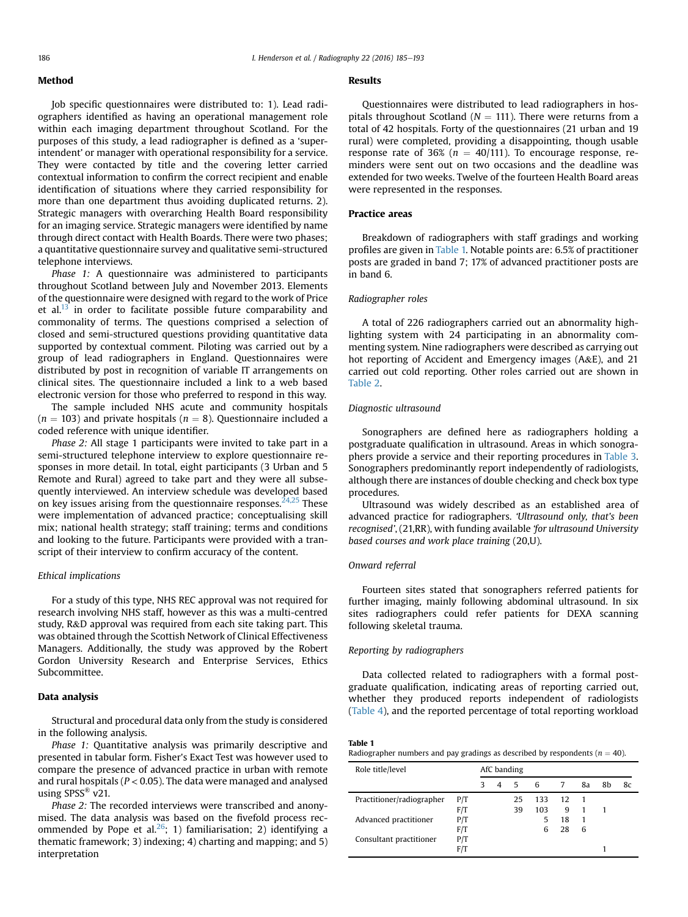## Method

Job specific questionnaires were distributed to: 1). Lead radiographers identified as having an operational management role within each imaging department throughout Scotland. For the purposes of this study, a lead radiographer is defined as a 'superintendent' or manager with operational responsibility for a service. They were contacted by title and the covering letter carried contextual information to confirm the correct recipient and enable identification of situations where they carried responsibility for more than one department thus avoiding duplicated returns. 2). Strategic managers with overarching Health Board responsibility for an imaging service. Strategic managers were identified by name through direct contact with Health Boards. There were two phases; a quantitative questionnaire survey and qualitative semi-structured telephone interviews.

*Phase 1:* A questionnaire was administered to participants throughout Scotland between July and November 2013. Elements of the questionnaire were designed with regard to the work of Price et al.[13] in order to facilitate possible future comparability and commonality of terms. The questions comprised a selection of closed and semi-structured questions providing quantitative data supported by contextual comment. Piloting was carried out by a group of lead radiographers in England. Questionnaires were distributed by post in recognition of variable IT arrangements on clinical sites. The questionnaire included a link to a web based electronic version for those who preferred to respond in this way.

The sample included NHS acute and community hospitals ($n = 103$) and private hospitals ($n = 8$). Questionnaire included a coded reference with unique identifier.

*Phase 2:* All stage 1 participants were invited to take part in a semi-structured telephone interview to explore questionnaire responses in more detail. In total, eight participants (3 Urban and 5 Remote and Rural) agreed to take part and they were all subsequently interviewed. An interview schedule was developed based on key issues arising from the questionnaire responses.[24,25] These were implementation of advanced practice; conceptualising skill mix; national health strategy; staff training; terms and conditions and looking to the future. Participants were provided with a transcript of their interview to confirm accuracy of the content.

### Ethical implications

For a study of this type, NHS REC approval was not required for research involving NHS staff, however as this was a multi-centred study, R&D approval was required from each site taking part. This was obtained through the Scottish Network of Clinical Effectiveness Managers. Additionally, the study was approved by the Robert Gordon University Research and Enterprise Services, Ethics Subcommittee.

## Data analysis

Structural and procedural data only from the study is considered in the following analysis.

*Phase 1:* Quantitative analysis was primarily descriptive and presented in tabular form. Fisher's Exact Test was however used to compare the presence of advanced practice in urban with remote and rural hospitals ($P < 0.05$). The data were managed and analysed using SPSS® v21.

*Phase 2:* The recorded interviews were transcribed and anonymised. The data analysis was based on the fivefold process recommended by Pope et al.[26]; 1) familiarisation; 2) identifying a thematic framework; 3) indexing; 4) charting and mapping; and 5) interpretation

## Results

Questionnaires were distributed to lead radiographers in hospitals throughout Scotland ($N = 111$). There were returns from a total of 42 hospitals. Forty of the questionnaires (21 urban and 19 rural) were completed, providing a disappointing, though usable response rate of 36% ($n = 40/111$). To encourage response, reminders were sent out on two occasions and the deadline was extended for two weeks. Twelve of the fourteen Health Board areas were represented in the responses.

## Practice areas

Breakdown of radiographers with staff gradings and working profiles are given in Table 1. Notable points are: 6.5% of practitioner posts are graded in band 7; 17% of advanced practitioner posts are in band 6.

### Radiographer roles

A total of 226 radiographers carried out an abnormality highlighting system with 24 participating in an abnormality commenting system. Nine radiographers were described as carrying out hot reporting of Accident and Emergency images (A&E), and 21 carried out cold reporting. Other roles carried out are shown in Table 2.

### Diagnostic ultrasound

Sonographers are defined here as radiographers holding a postgraduate qualification in ultrasound. Areas in which sonographers provide a service and their reporting procedures in Table 3. Sonographers predominantly report independently of radiologists, although there are instances of double checking and check box type procedures.

Ultrasound was widely described as an established area of advanced practice for radiographers. *'Ultrasound only, that's been recognised'*, (21,RR), with funding available *'for ultrasound University based courses and work place training* (20,U).

### Onward referral

Fourteen sites stated that sonographers referred patients for further imaging, mainly following abdominal ultrasound. In six sites radiographers could refer patients for DEXA scanning following skeletal trauma.

### Reporting by radiographers

Data collected related to radiographers with a formal postgraduate qualification, indicating areas of reporting carried out, whether they produced reports independent of radiologists (Table 4), and the reported percentage of total reporting workload

**Table 1**
Radiographer numbers and pay gradings as described by respondents ($n = 40$).

| Role title/level | | AfC banding | | | | | | | |
|---|---|---|---|---|---|---|---|---|---|
| | | 3 | 4 | 5 | 6 | 7 | 8a | 8b | 8c |
| Practitioner/radiographer | P/T | | | 25 | 133 | 12 | 1 | | |
| | F/T | | | 39 | 103 | 9 | 1 | 1 | |
| Advanced practitioner | P/T | | | | 5 | 18 | 1 | | |
| | F/T | | | | 6 | 28 | 6 | | |
| Consultant practitioner | P/T | | | | | | | | |
| | F/T | | | | | | | 1 | |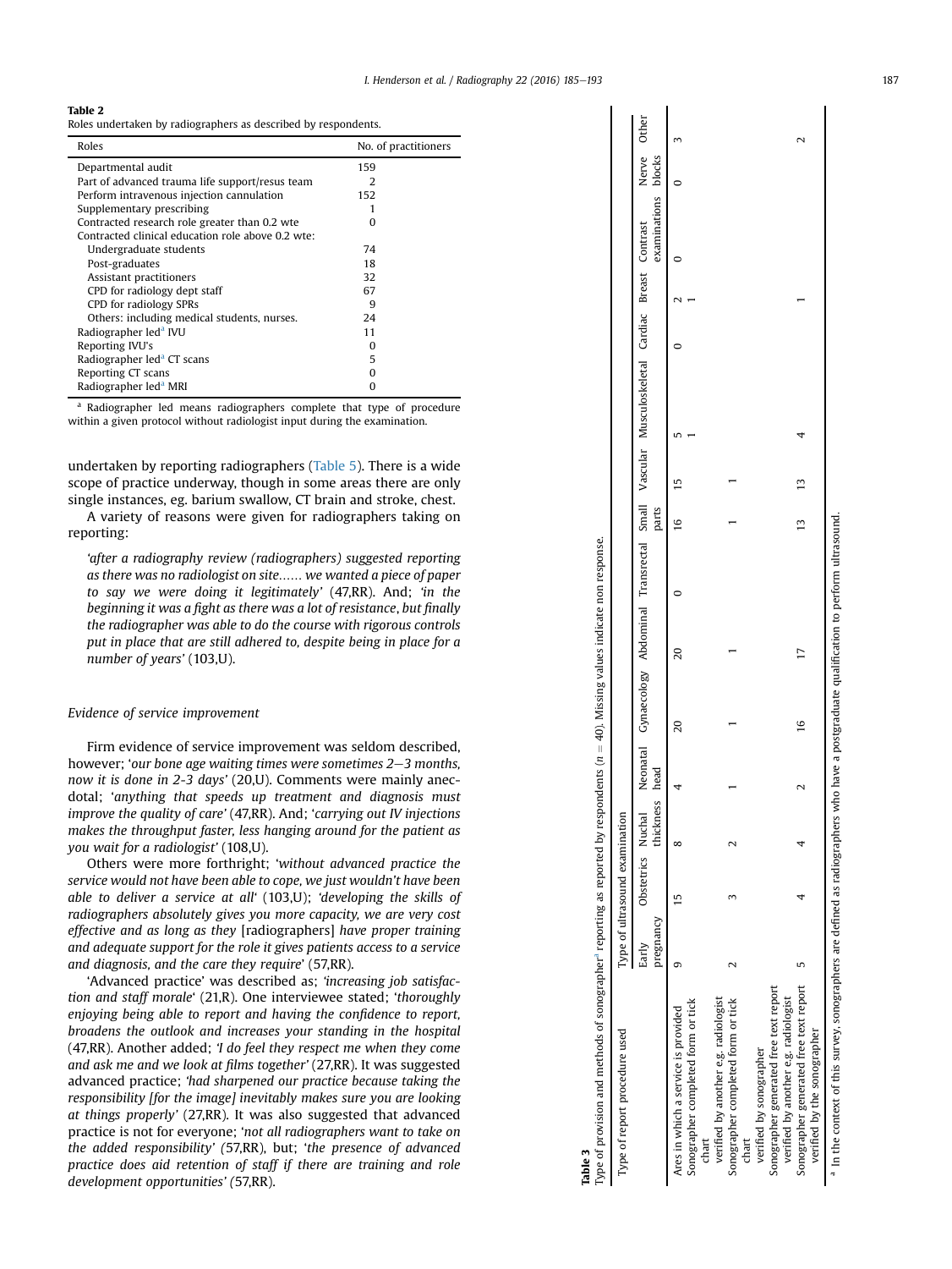**Table 2**
Roles undertaken by radiographers as described by respondents.

| Roles | No. of practitioners |
|---|---|
| Departmental audit | 159 |
| Part of advanced trauma life support/resus team | 2 |
| Perform intravenous injection cannulation | 152 |
| Supplementary prescribing | 1 |
| Contracted research role greater than 0.2 wte | 0 |
| Contracted clinical education role above 0.2 wte: | |
| Undergraduate students | 74 |
| Post-graduates | 18 |
| Assistant practitioners | 32 |
| CPD for radiology dept staff | 67 |
| CPD for radiology SPRs | 9 |
| Others: including medical students, nurses. | 24 |
| Radiographer led[a] IVU | 11 |
| Reporting IVU's | 0 |
| Radiographer led[a] CT scans | 5 |
| Reporting CT scans | 0 |
| Radiographer led[a] MRI | 0 |

[a] Radiographer led means radiographers complete that type of procedure within a given protocol without radiologist input during the examination.

undertaken by reporting radiographers (Table 5). There is a wide scope of practice underway, though in some areas there are only single instances, eg. barium swallow, CT brain and stroke, chest.

A variety of reasons were given for radiographers taking on reporting:

> *'after a radiography review (radiographers) suggested reporting as there was no radiologist on site...... we wanted a piece of paper to say we were doing it legitimately'* (47,RR). And; *'in the beginning it was a fight as there was a lot of resistance, but finally the radiographer was able to do the course with rigorous controls put in place that are still adhered to, despite being in place for a number of years'* (103,U).

### *Evidence of service improvement*

Firm evidence of service improvement was seldom described, however; *'our bone age waiting times were sometimes 2–3 months, now it is done in 2-3 days'* (20,U). Comments were mainly anecdotal; *'anything that speeds up treatment and diagnosis must improve the quality of care'* (47,RR). And; *'carrying out IV injections makes the throughput faster, less hanging around for the patient as you wait for a radiologist'* (108,U).

Others were more forthright; *'without advanced practice the service would not have been able to cope, we just wouldn't have been able to deliver a service at all'* (103,U); *'developing the skills of radiographers absolutely gives you more capacity, we are very cost effective and as long as they* [radiographers] *have proper training and adequate support for the role it gives patients access to a service and diagnosis, and the care they require'* (57,RR).

'Advanced practice' was described as; *'increasing job satisfaction and staff morale'* (21,R). One interviewee stated; *'thoroughly enjoying being able to report and having the confidence to report, broadens the outlook and increases your standing in the hospital* (47,RR). Another added; *'I do feel they respect me when they come and ask me and we look at films together'* (27,RR). It was suggested advanced practice; *'had sharpened our practice because taking the responsibility [for the image] inevitably makes sure you are looking at things properly'* (27,RR). It was also suggested that advanced practice is not for everyone; *'not all radiographers want to take on the added responsibility'* (57,RR), but; *'the presence of advanced practice does aid retention of staff if there are training and role development opportunities'* (57,RR).

**Table 3**
Type of provision and methods of sonographer[a] reporting as reported by respondents ($n = 40$). Missing values indicate non response.

| Type of report procedure used | Type of ultrasound examination | | | | | | | | | | | | | | |
|---|---|---|---|---|---|---|---|---|---|---|---|---|---|---|---|
| | Early pregnancy | Obstetrics | Nuchal thickness | Neonatal head | Gynaecology | Abdominal | Transrectal | Small parts | Vascular | Musculoskeletal | Cardiac | Breast | Contrast examinations | Nerve blocks | Other |
| Ares in which a service is provided | 9 | 15 | 8 | 4 | 20 | 20 | 0 | 16 | 15 | 5 | 0 | 2 | 0 | 0 | 3 |
| Sonographer completed form or tick chart verified by another e.g. radiologist | | | | | | | | | | 1 | | 1 | | | |
| Sonographer completed form or tick chart verified by sonographer | 2 | 3 | 2 | 1 | 1 | 1 | | 1 | 1 | | | | | | |
| Sonographer generated free text report verified by another e.g. radiologist | | | | | | | | | | | | | | | |
| Sonographer generated free text report verified by the sonographer | 5 | 4 | 4 | 2 | 16 | 17 | | 13 | 13 | 4 | | 1 | | | 2 |

[a] In the context of this survey, sonographers are defined as radiographers who have a postgraduate qualification to perform ultrasound.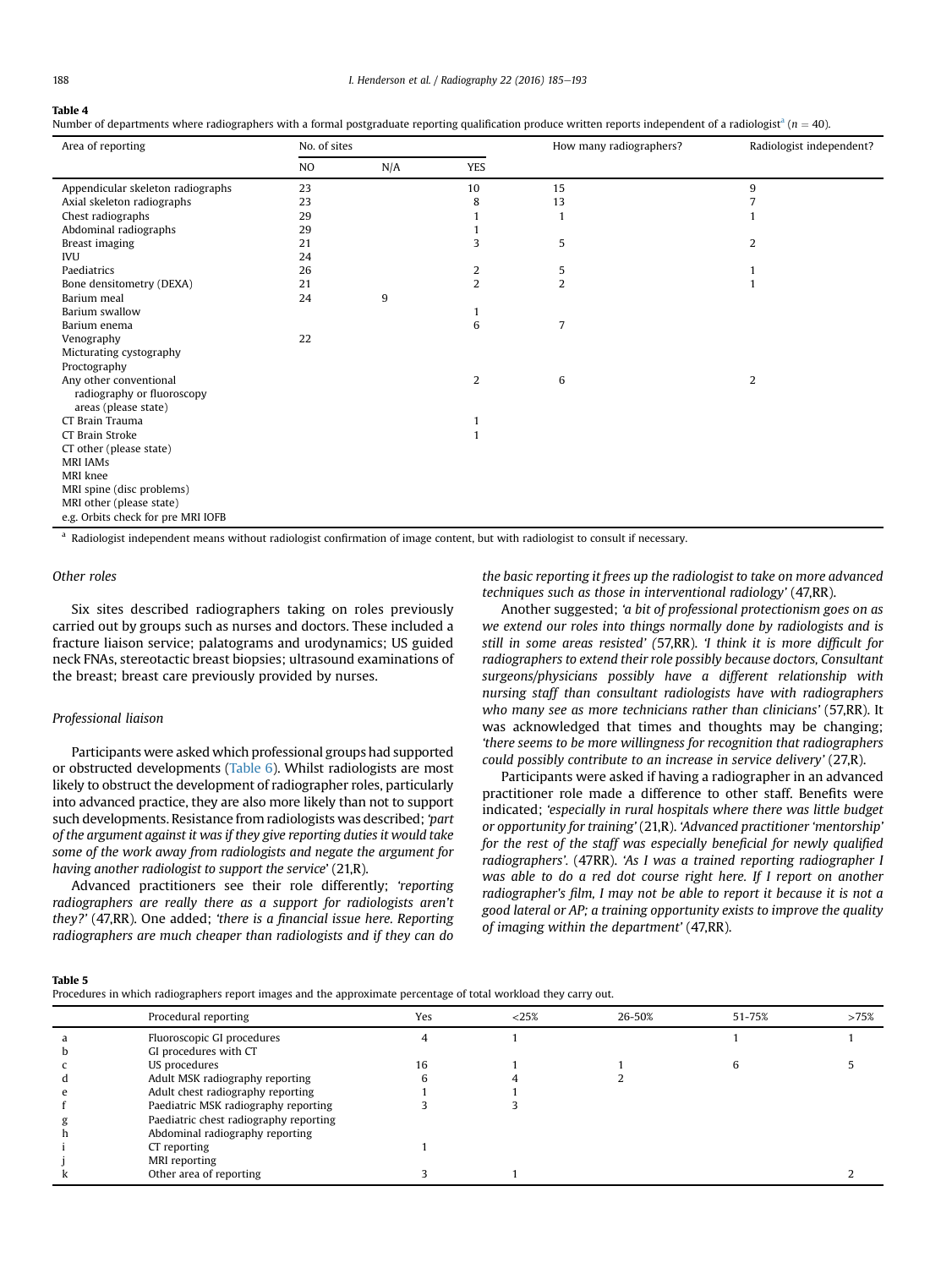**Table 4**
Number of departments where radiographers with a formal postgraduate reporting qualification produce written reports independent of a radiologist[a] ($n = 40$).

| Area of reporting | No. of sites | | | How many radiographers? | Radiologist independent? |
|---|---|---|---|---|---|
| | NO | N/A | YES | | |
| Appendicular skeleton radiographs | 23 | | 10 | 15 | 9 |
| Axial skeleton radiographs | 23 | | 8 | 13 | 7 |
| Chest radiographs | 29 | | 1 | 1 | 1 |
| Abdominal radiographs | 29 | | 1 | | |
| Breast imaging | 21 | | 3 | 5 | 2 |
| IVU | 24 | | | | |
| Paediatrics | 26 | | 2 | 5 | 1 |
| Bone densitometry (DEXA) | 21 | | 2 | 2 | 1 |
| Barium meal | 24 | 9 | | | |
| Barium swallow | | | 1 | | |
| Barium enema | | | 6 | 7 | |
| Venography | 22 | | | | |
| Micturating cystography | | | | | |
| Proctography | | | | | |
| Any other conventional radiography or fluoroscopy areas (please state) | | | 2 | 6 | 2 |
| CT Brain Trauma | | | 1 | | |
| CT Brain Stroke | | | 1 | | |
| CT other (please state) | | | | | |
| MRI IAMs | | | | | |
| MRI knee | | | | | |
| MRI spine (disc problems) | | | | | |
| MRI other (please state) | | | | | |
| e.g. Orbits check for pre MRI IOFB | | | | | |

[a] Radiologist independent means without radiologist confirmation of image content, but with radiologist to consult if necessary.

### Other roles

Six sites described radiographers taking on roles previously carried out by groups such as nurses and doctors. These included a fracture liaison service; palatograms and urodynamics; US guided neck FNAs, stereotactic breast biopsies; ultrasound examinations of the breast; breast care previously provided by nurses.

### Professional liaison

Participants were asked which professional groups had supported or obstructed developments (Table 6). Whilst radiologists are most likely to obstruct the development of radiographer roles, particularly into advanced practice, they are also more likely than not to support such developments. Resistance from radiologists was described; *'part of the argument against it was if they give reporting duties it would take some of the work away from radiologists and negate the argument for having another radiologist to support the service'* (21,R).

Advanced practitioners see their role differently; *'reporting radiographers are really there as a support for radiologists aren't they?'* (47,RR). One added; *'there is a financial issue here. Reporting radiographers are much cheaper than radiologists and if they can do the basic reporting it frees up the radiologist to take on more advanced techniques such as those in interventional radiology'* (47,RR).

Another suggested; *'a bit of professional protectionism goes on as we extend our roles into things normally done by radiologists and is still in some areas resisted'* (57,RR). *'I think it is more difficult for radiographers to extend their role possibly because doctors, Consultant surgeons/physicians possibly have a different relationship with nursing staff than consultant radiologists have with radiographers who many see as more technicians rather than clinicians'* (57,RR). It was acknowledged that times and thoughts may be changing; *'there seems to be more willingness for recognition that radiographers could possibly contribute to an increase in service delivery'* (27,R).

Participants were asked if having a radiographer in an advanced practitioner role made a difference to other staff. Benefits were indicated; *'especially in rural hospitals where there was little budget or opportunity for training'* (21,R). *'Advanced practitioner 'mentorship' for the rest of the staff was especially beneficial for newly qualified radiographers'.* (47RR). *'As I was a trained reporting radiographer I was able to do a red dot course right here. If I report on another radiographer's film, I may not be able to report it because it is not a good lateral or AP; a training opportunity exists to improve the quality of imaging within the department'* (47,RR).

**Table 5**
Procedures in which radiographers report images and the approximate percentage of total workload they carry out.

| | Procedural reporting | Yes | <25% | 26-50% | 51-75% | >75% |
|---|---|---|---|---|---|---|
| a | Fluoroscopic GI procedures | 4 | 1 | | 1 | 1 |
| b | GI procedures with CT | | | | | |
| c | US procedures | 16 | 1 | 1 | 6 | 5 |
| d | Adult MSK radiography reporting | 6 | 4 | 2 | | |
| e | Adult chest radiography reporting | 1 | 1 | | | |
| f | Paediatric MSK radiography reporting | 3 | 3 | | | |
| g | Paediatric chest radiography reporting | | | | | |
| h | Abdominal radiography reporting | | | | | |
| i | CT reporting | 1 | | | | |
| j | MRI reporting | | | | | |
| k | Other area of reporting | 3 | 1 | | | 2 |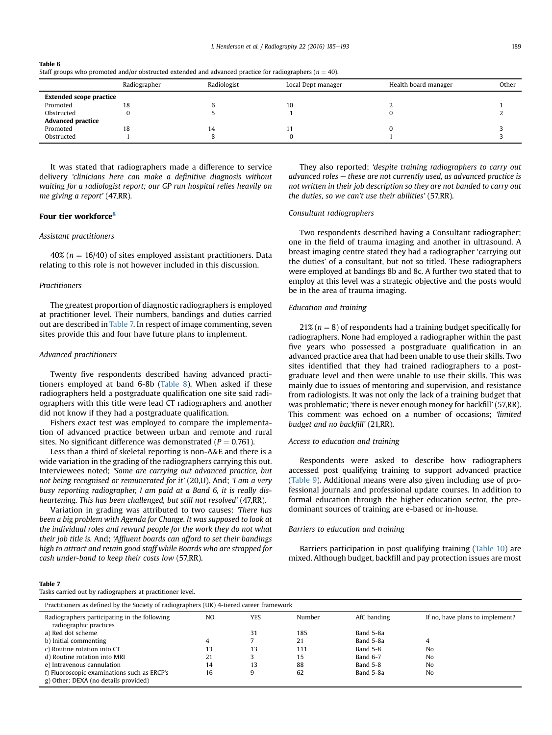**Table 6**
Staff groups who promoted and/or obstructed extended and advanced practice for radiographers ($n = 40$).

| | Radiographer | Radiologist | Local Dept manager | Health board manager | Other |
|---|---|---|---|---|---|
| **Extended scope practice** | | | | | |
| Promoted | 18 | 6 | 10 | 2 | 1 |
| Obstructed | 0 | 5 | 1 | 0 | 2 |
| **Advanced practice** | | | | | |
| Promoted | 18 | 14 | 11 | 0 | 3 |
| Obstructed | 1 | 8 | 0 | 1 | 3 |

It was stated that radiographers made a difference to service delivery *'clinicians here can make a definitive diagnosis without waiting for a radiologist report; our GP run hospital relies heavily on me giving a report'* (47,RR).

## Four tier workforce[8]

### Assistant practitioners

40% ($n = 16/40$) of sites employed assistant practitioners. Data relating to this role is not however included in this discussion.

### Practitioners

The greatest proportion of diagnostic radiographers is employed at practitioner level. Their numbers, bandings and duties carried out are described in Table 7. In respect of image commenting, seven sites provide this and four have future plans to implement.

### Advanced practitioners

Twenty five respondents described having advanced practitioners employed at band 6-8b (Table 8). When asked if these radiographers held a postgraduate qualification one site said radiographers with this title were lead CT radiographers and another did not know if they had a postgraduate qualification.

Fishers exact test was employed to compare the implementation of advanced practice between urban and remote and rural sites. No significant difference was demonstrated ($P = 0.761$).

Less than a third of skeletal reporting is non-A&E and there is a wide variation in the grading of the radiographers carrying this out. Interviewees noted; *'Some are carrying out advanced practice, but not being recognised or remunerated for it'* (20,U). And; *'I am a very busy reporting radiographer, I am paid at a Band 6, it is really disheartening. This has been challenged, but still not resolved'* (47,RR).

Variation in grading was attributed to two causes: *'There has been a big problem with Agenda for Change. It was supposed to look at the individual roles and reward people for the work they do not what their job title is.* And; *'Affluent boards can afford to set their bandings high to attract and retain good staff while Boards who are strapped for cash under-band to keep their costs low* (57,RR).

They also reported; *'despite training radiographers to carry out advanced roles – these are not currently used, as advanced practice is not written in their job description so they are not banded to carry out the duties, so we can't use their abilities'* (57,RR).

### Consultant radiographers

Two respondents described having a Consultant radiographer; one in the field of trauma imaging and another in ultrasound. A breast imaging centre stated they had a radiographer 'carrying out the duties' of a consultant, but not so titled. These radiographers were employed at bandings 8b and 8c. A further two stated that to employ at this level was a strategic objective and the posts would be in the area of trauma imaging.

### Education and training

21% ($n = 8$) of respondents had a training budget specifically for radiographers. None had employed a radiographer within the past five years who possessed a postgraduate qualification in an advanced practice area that had been unable to use their skills. Two sites identified that they had trained radiographers to a postgraduate level and then were unable to use their skills. This was mainly due to issues of mentoring and supervision, and resistance from radiologists. It was not only the lack of a training budget that was problematic; 'there is never enough money for backfill' (57,RR). This comment was echoed on a number of occasions; *'limited budget and no backfill'* (21,RR).

### Access to education and training

Respondents were asked to describe how radiographers accessed post qualifying training to support advanced practice (Table 9). Additional means were also given including use of professional journals and professional update courses. In addition to formal education through the higher education sector, the predominant sources of training are e-based or in-house.

### Barriers to education and training

Barriers participation in post qualifying training (Table 10) are mixed. Although budget, backfill and pay protection issues are most

**Table 7**
Tasks carried out by radiographers at practitioner level.

| Practitioners as defined by the Society of radiographers (UK) 4-tiered career framework | | | | | |
|---|---|---|---|---|---|
| Radiographers participating in the following radiographic practices | NO | YES | Number | AfC banding | If no, have plans to implement? |
| a) Red dot scheme | | 31 | 185 | Band 5-8a | |
| b) Initial commenting | 4 | 7 | 21 | Band 5-8a | 4 |
| c) Routine rotation into CT | 13 | 13 | 111 | Band 5-8 | No |
| d) Routine rotation into MRI | 21 | 3 | 15 | Band 6-7 | No |
| e) Intravenous cannulation | 14 | 13 | 88 | Band 5-8 | No |
| f) Fluoroscopic examinations such as ERCP's | 16 | 9 | 62 | Band 5-8a | No |
| g) Other: DEXA (no details provided) | | | | | |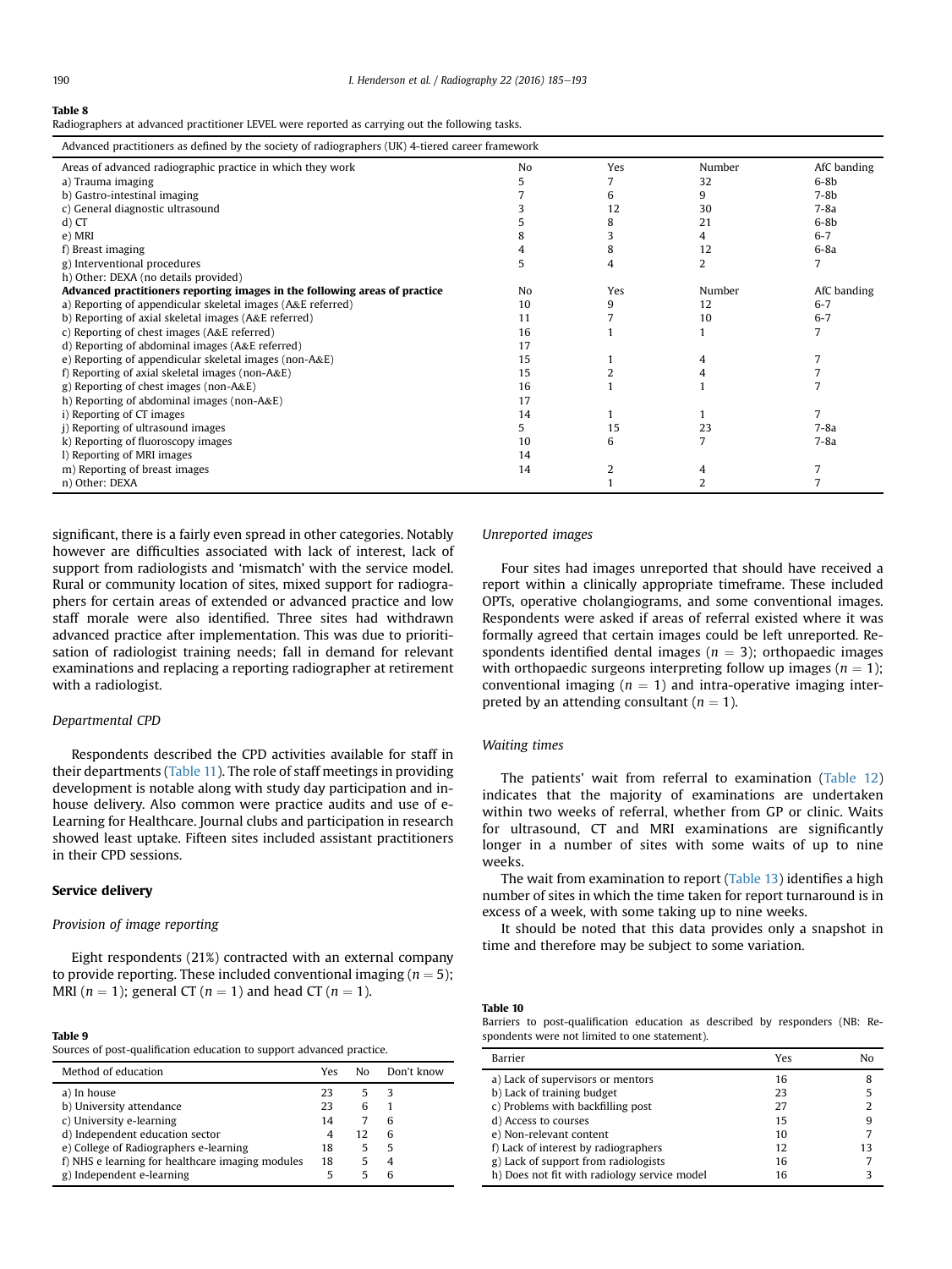**Table 8**
Radiographers at advanced practitioner LEVEL were reported as carrying out the following tasks.

| Advanced practitioners as defined by the society of radiographers (UK) 4-tiered career framework | | | | |
|---|---|---|---|---|
| Areas of advanced radiographic practice in which they work | No | Yes | Number | AfC banding |
| a) Trauma imaging | 5 | 7 | 32 | 6-8b |
| b) Gastro-intestinal imaging | 7 | 6 | 9 | 7-8b |
| c) General diagnostic ultrasound | 3 | 12 | 30 | 7-8a |
| d) CT | 5 | 8 | 21 | 6-8b |
| e) MRI | 8 | 3 | 4 | 6-7 |
| f) Breast imaging | 4 | 8 | 12 | 6-8a |
| g) Interventional procedures | 5 | 4 | 2 | 7 |
| h) Other: DEXA (no details provided) | | | | |
| **Advanced practitioners reporting images in the following areas of practice** | No | Yes | Number | AfC banding |
| a) Reporting of appendicular skeletal images (A&E referred) | 10 | 9 | 12 | 6-7 |
| b) Reporting of axial skeletal images (A&E referred) | 11 | 7 | 10 | 6-7 |
| c) Reporting of chest images (A&E referred) | 16 | 1 | 1 | 7 |
| d) Reporting of abdominal images (A&E referred) | 17 | | | |
| e) Reporting of appendicular skeletal images (non-A&E) | 15 | 1 | 4 | 7 |
| f) Reporting of axial skeletal images (non-A&E) | 15 | 2 | 4 | 7 |
| g) Reporting of chest images (non-A&E) | 16 | 1 | 1 | 7 |
| h) Reporting of abdominal images (non-A&E) | 17 | | | |
| i) Reporting of CT images | 14 | 1 | 1 | 7 |
| j) Reporting of ultrasound images | 5 | 15 | 23 | 7-8a |
| k) Reporting of fluoroscopy images | 10 | 6 | 7 | 7-8a |
| l) Reporting of MRI images | 14 | | | |
| m) Reporting of breast images | 14 | 2 | 4 | 7 |
| n) Other: DEXA | | 1 | 2 | 7 |

significant, there is a fairly even spread in other categories. Notably however are difficulties associated with lack of interest, lack of support from radiologists and 'mismatch' with the service model. Rural or community location of sites, mixed support for radiographers for certain areas of extended or advanced practice and low staff morale were also identified. Three sites had withdrawn advanced practice after implementation. This was due to prioritisation of radiologist training needs; fall in demand for relevant examinations and replacing a reporting radiographer at retirement with a radiologist.

*Departmental CPD*

Respondents described the CPD activities available for staff in their departments (Table 11). The role of staff meetings in providing development is notable along with study day participation and in-house delivery. Also common were practice audits and use of e-Learning for Healthcare. Journal clubs and participation in research showed least uptake. Fifteen sites included assistant practitioners in their CPD sessions.

## Service delivery

*Provision of image reporting*

Eight respondents (21%) contracted with an external company to provide reporting. These included conventional imaging ($n = 5$); MRI ($n = 1$); general CT ($n = 1$) and head CT ($n = 1$).

**Table 9**
Sources of post-qualification education to support advanced practice.

| Method of education | Yes | No | Don't know |
|---|---|---|---|
| a) In house | 23 | 5 | 3 |
| b) University attendance | 23 | 6 | 1 |
| c) University e-learning | 14 | 7 | 6 |
| d) Independent education sector | 4 | 12 | 6 |
| e) College of Radiographers e-learning | 18 | 5 | 5 |
| f) NHS e learning for healthcare imaging modules | 18 | 5 | 4 |
| g) Independent e-learning | 5 | 5 | 6 |

*Unreported images*

Four sites had images unreported that should have received a report within a clinically appropriate timeframe. These included OPTs, operative cholangiograms, and some conventional images. Respondents were asked if areas of referral existed where it was formally agreed that certain images could be left unreported. Respondents identified dental images ($n = 3$); orthopaedic images with orthopaedic surgeons interpreting follow up images ($n = 1$); conventional imaging ($n = 1$) and intra-operative imaging interpreted by an attending consultant ($n = 1$).

*Waiting times*

The patients' wait from referral to examination (Table 12) indicates that the majority of examinations are undertaken within two weeks of referral, whether from GP or clinic. Waits for ultrasound, CT and MRI examinations are significantly longer in a number of sites with some waits of up to nine weeks.

The wait from examination to report (Table 13) identifies a high number of sites in which the time taken for report turnaround is in excess of a week, with some taking up to nine weeks.

It should be noted that this data provides only a snapshot in time and therefore may be subject to some variation.

**Table 10**
Barriers to post-qualification education as described by responders (NB: Respondents were not limited to one statement).

| Barrier | Yes | No |
|---|---|---|
| a) Lack of supervisors or mentors | 16 | 8 |
| b) Lack of training budget | 23 | 5 |
| c) Problems with backfilling post | 27 | 2 |
| d) Access to courses | 15 | 9 |
| e) Non-relevant content | 10 | 7 |
| f) Lack of interest by radiographers | 12 | 13 |
| g) Lack of support from radiologists | 16 | 7 |
| h) Does not fit with radiology service model | 16 | 3 |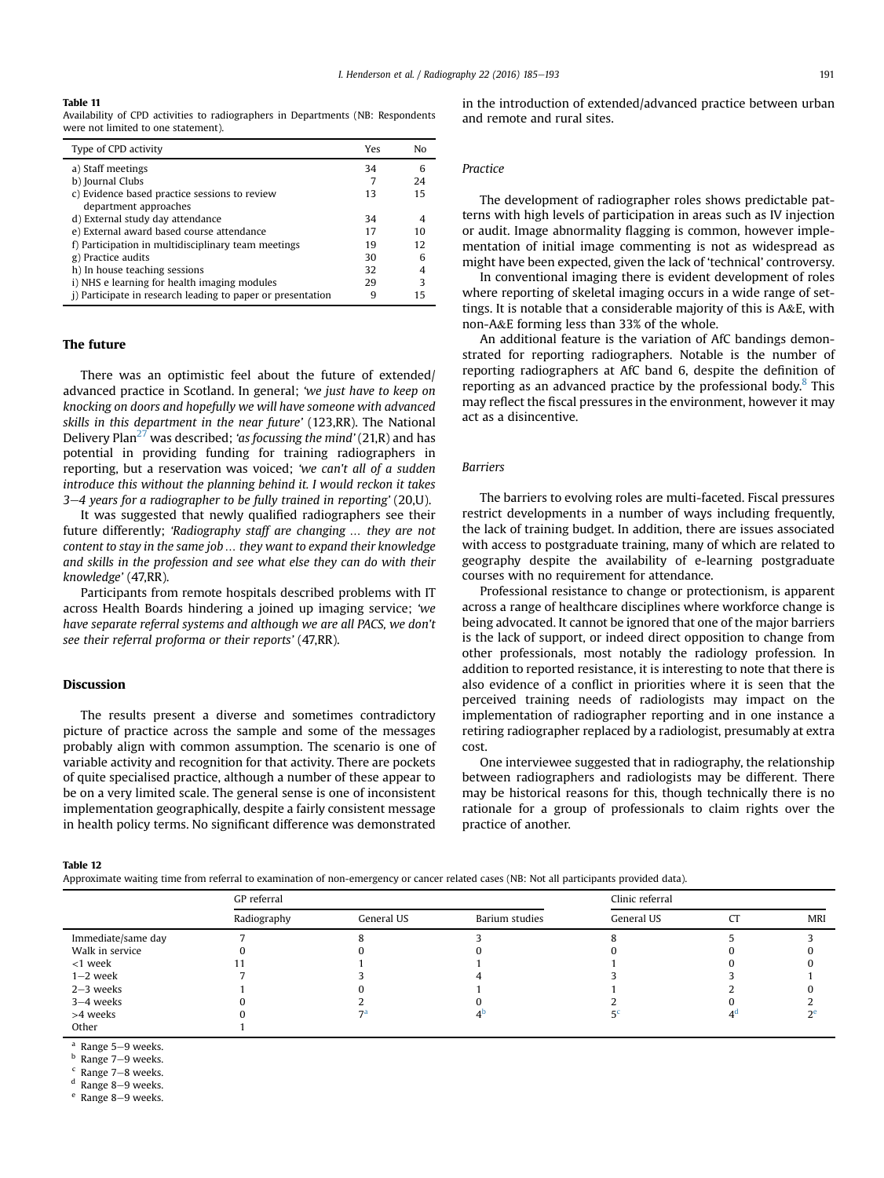**Table 11**
Availability of CPD activities to radiographers in Departments (NB: Respondents were not limited to one statement).

| Type of CPD activity | Yes | No |
|---|---|---|
| a) Staff meetings | 34 | 6 |
| b) Journal Clubs | 7 | 24 |
| c) Evidence based practice sessions to review department approaches | 13 | 15 |
| d) External study day attendance | 34 | 4 |
| e) External award based course attendance | 17 | 10 |
| f) Participation in multidisciplinary team meetings | 19 | 12 |
| g) Practice audits | 30 | 6 |
| h) In house teaching sessions | 32 | 4 |
| i) NHS e learning for health imaging modules | 29 | 3 |
| j) Participate in research leading to paper or presentation | 9 | 15 |

## The future

There was an optimistic feel about the future of extended/advanced practice in Scotland. In general; *'we just have to keep on knocking on doors and hopefully we will have someone with advanced skills in this department in the near future'* (123,RR). The National Delivery Plan[27] was described; *'as focussing the mind'* (21,R) and has potential in providing funding for training radiographers in reporting, but a reservation was voiced; *'we can't all of a sudden introduce this without the planning behind it. I would reckon it takes 3–4 years for a radiographer to be fully trained in reporting'* (20,U).

It was suggested that newly qualified radiographers see their future differently; *'Radiography staff are changing … they are not content to stay in the same job … they want to expand their knowledge and skills in the profession and see what else they can do with their knowledge'* (47,RR).

Participants from remote hospitals described problems with IT across Health Boards hindering a joined up imaging service; *'we have separate referral systems and although we are all PACS, we don't see their referral proforma or their reports'* (47,RR).

## Discussion

The results present a diverse and sometimes contradictory picture of practice across the sample and some of the messages probably align with common assumption. The scenario is one of variable activity and recognition for that activity. There are pockets of quite specialised practice, although a number of these appear to be on a very limited scale. The general sense is one of inconsistent implementation geographically, despite a fairly consistent message in health policy terms. No significant difference was demonstrated in the introduction of extended/advanced practice between urban and remote and rural sites.

### Practice

The development of radiographer roles shows predictable patterns with high levels of participation in areas such as IV injection or audit. Image abnormality flagging is common, however implementation of initial image commenting is not as widespread as might have been expected, given the lack of 'technical' controversy.

In conventional imaging there is evident development of roles where reporting of skeletal imaging occurs in a wide range of settings. It is notable that a considerable majority of this is A&E, with non-A&E forming less than 33% of the whole.

An additional feature is the variation of AfC bandings demonstrated for reporting radiographers. Notable is the number of reporting radiographers at AfC band 6, despite the definition of reporting as an advanced practice by the professional body.[8] This may reflect the fiscal pressures in the environment, however it may act as a disincentive.

### Barriers

The barriers to evolving roles are multi-faceted. Fiscal pressures restrict developments in a number of ways including frequently, the lack of training budget. In addition, there are issues associated with access to postgraduate training, many of which are related to geography despite the availability of e-learning postgraduate courses with no requirement for attendance.

Professional resistance to change or protectionism, is apparent across a range of healthcare disciplines where workforce change is being advocated. It cannot be ignored that one of the major barriers is the lack of support, or indeed direct opposition to change from other professionals, most notably the radiology profession. In addition to reported resistance, it is interesting to note that there is also evidence of a conflict in priorities where it is seen that the perceived training needs of radiologists may impact on the implementation of radiographer reporting and in one instance a retiring radiographer replaced by a radiologist, presumably at extra cost.

One interviewee suggested that in radiography, the relationship between radiographers and radiologists may be different. There may be historical reasons for this, though technically there is no rationale for a group of professionals to claim rights over the practice of another.

**Table 12**
Approximate waiting time from referral to examination of non-emergency or cancer related cases (NB: Not all participants provided data).

| | GP referral | | | Clinic referral | | |
|---|---|---|---|---|---|---|
| | Radiography | General US | Barium studies | General US | CT | MRI |
| Immediate/same day | 7 | 8 | 3 | 8 | 5 | 3 |
| Walk in service | 0 | 0 | 0 | 0 | 0 | 0 |
| <1 week | 11 | 1 | 1 | 1 | 0 | 0 |
| 1–2 week | 7 | 3 | 4 | 3 | 3 | 1 |
| 2–3 weeks | 1 | 0 | 1 | 1 | 2 | 0 |
| 3–4 weeks | 0 | 2 | 0 | 2 | 0 | 2 |
| >4 weeks | 0 | 7[a] | 4[b] | 5[c] | 4[d] | 2[e] |
| Other | 1 | | | | | |

[a] Range 5–9 weeks.
[b] Range 7–9 weeks.
[c] Range 7–8 weeks.
[d] Range 8–9 weeks.
[e] Range 8–9 weeks.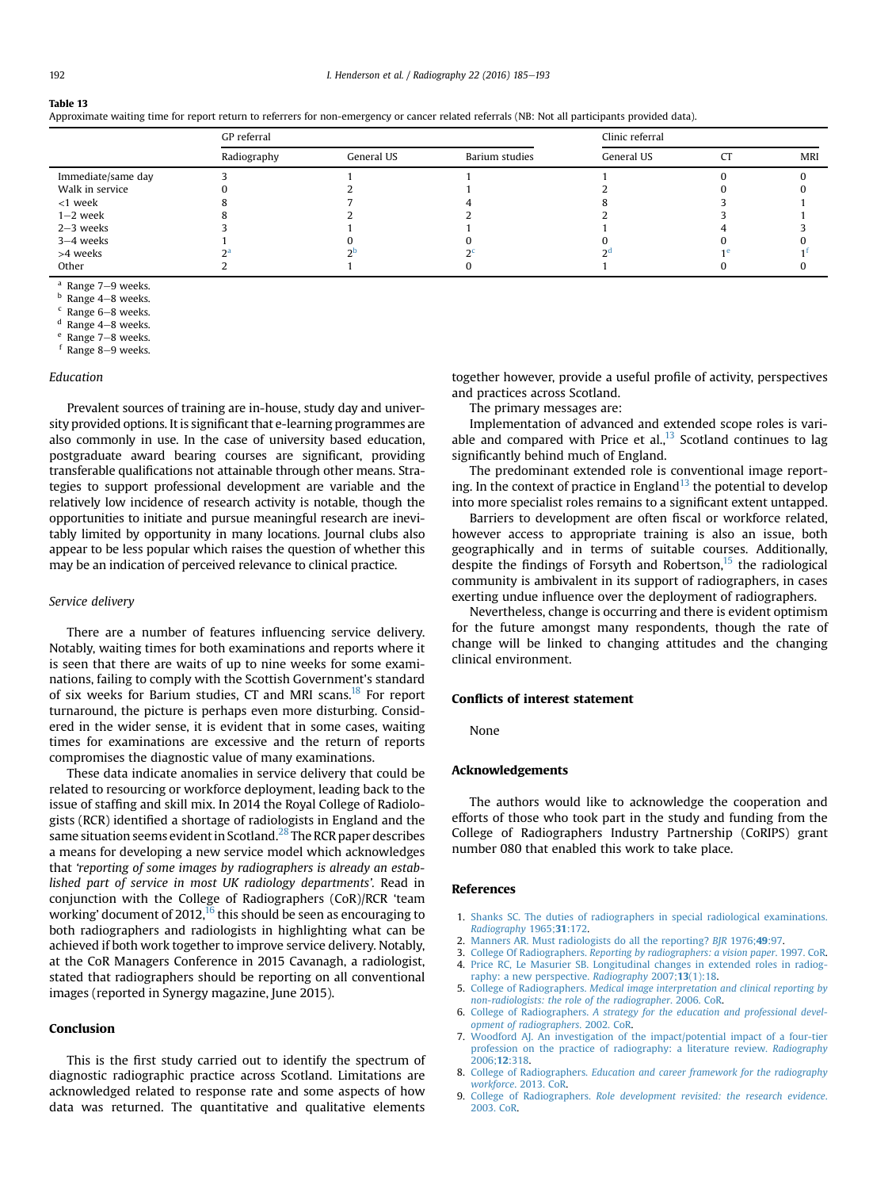**Table 13**
Approximate waiting time for report return to referrers for non-emergency or cancer related referrals (NB: Not all participants provided data).

| | GP referral | | | Clinic referral | | |
|---|---|---|---|---|---|---|
| | Radiography | General US | Barium studies | General US | CT | MRI |
| Immediate/same day | 3 | 1 | 1 | 1 | 0 | 0 |
| Walk in service | 0 | 2 | 1 | 2 | 0 | 0 |
| <1 week | 8 | 7 | 4 | 8 | 3 | 1 |
| 1–2 week | 8 | 2 | 2 | 2 | 3 | 1 |
| 2–3 weeks | 3 | 1 | 1 | 1 | 4 | 3 |
| 3–4 weeks | 1 | 0 | 0 | 0 | 0 | 0 |
| >4 weeks | 2[a] | 2[b] | 2[c] | 2[d] | 1[e] | 1[f] |
| Other | 2 | 1 | 0 | 1 | 0 | 0 |

[a] Range 7–9 weeks.
[b] Range 4–8 weeks.
[c] Range 6–8 weeks.
[d] Range 4–8 weeks.
[e] Range 7–8 weeks.
[f] Range 8–9 weeks.

*Education*

Prevalent sources of training are in-house, study day and university provided options. It is significant that e-learning programmes are also commonly in use. In the case of university based education, postgraduate award bearing courses are significant, providing transferable qualifications not attainable through other means. Strategies to support professional development are variable and the relatively low incidence of research activity is notable, though the opportunities to initiate and pursue meaningful research are inevitably limited by opportunity in many locations. Journal clubs also appear to be less popular which raises the question of whether this may be an indication of perceived relevance to clinical practice.

*Service delivery*

There are a number of features influencing service delivery. Notably, waiting times for both examinations and reports where it is seen that there are waits of up to nine weeks for some examinations, failing to comply with the Scottish Government's standard of six weeks for Barium studies, CT and MRI scans.[18] For report turnaround, the picture is perhaps even more disturbing. Considered in the wider sense, it is evident that in some cases, waiting times for examinations are excessive and the return of reports compromises the diagnostic value of many examinations.

These data indicate anomalies in service delivery that could be related to resourcing or workforce deployment, leading back to the issue of staffing and skill mix. In 2014 the Royal College of Radiologists (RCR) identified a shortage of radiologists in England and the same situation seems evident in Scotland.[28] The RCR paper describes a means for developing a new service model which acknowledges that *'reporting of some images by radiographers is already an established part of service in most UK radiology departments'*. Read in conjunction with the College of Radiographers (CoR)/RCR 'team working' document of 2012,[16] this should be seen as encouraging to both radiographers and radiologists in highlighting what can be achieved if both work together to improve service delivery. Notably, at the CoR Managers Conference in 2015 Cavanagh, a radiologist, stated that radiographers should be reporting on all conventional images (reported in Synergy magazine, June 2015).

## Conclusion

This is the first study carried out to identify the spectrum of diagnostic radiographic practice across Scotland. Limitations are acknowledged related to response rate and some aspects of how data was returned. The quantitative and qualitative elements together however, provide a useful profile of activity, perspectives and practices across Scotland.

The primary messages are:

Implementation of advanced and extended scope roles is variable and compared with Price et al.,[13] Scotland continues to lag significantly behind much of England.

The predominant extended role is conventional image reporting. In the context of practice in England[13] the potential to develop into more specialist roles remains to a significant extent untapped.

Barriers to development are often fiscal or workforce related, however access to appropriate training is also an issue, both geographically and in terms of suitable courses. Additionally, despite the findings of Forsyth and Robertson,[15] the radiological community is ambivalent in its support of radiographers, in cases exerting undue influence over the deployment of radiographers.

Nevertheless, change is occurring and there is evident optimism for the future amongst many respondents, though the rate of change will be linked to changing attitudes and the changing clinical environment.

## Conflicts of interest statement

None

## Acknowledgements

The authors would like to acknowledge the cooperation and efforts of those who took part in the study and funding from the College of Radiographers Industry Partnership (CoRIPS) grant number 080 that enabled this work to take place.

## References

1. Shanks SC. The duties of radiographers in special radiological examinations. *Radiography* 1965;**31**:172.
2. Manners AR. Must radiologists do all the reporting? *BJR* 1976;**49**:97.
3. College Of Radiographers. *Reporting by radiographers: a vision paper*. 1997. CoR.
4. Price RC, Le Masurier SB. Longitudinal changes in extended roles in radiography: a new perspective. *Radiography* 2007;**13**(1):18.
5. College of Radiographers. *Medical image interpretation and clinical reporting by non-radiologists: the role of the radiographer*. 2006. CoR.
6. College of Radiographers. *A strategy for the education and professional development of radiographers*. 2002. CoR.
7. Woodford AJ. An investigation of the impact/potential impact of a four-tier profession on the practice of radiography: a literature review. *Radiography* 2006;**12**:318.
8. College of Radiographers. *Education and career framework for the radiography workforce*. 2013. CoR.
9. College of Radiographers. *Role development revisited: the research evidence*. 2003. CoR.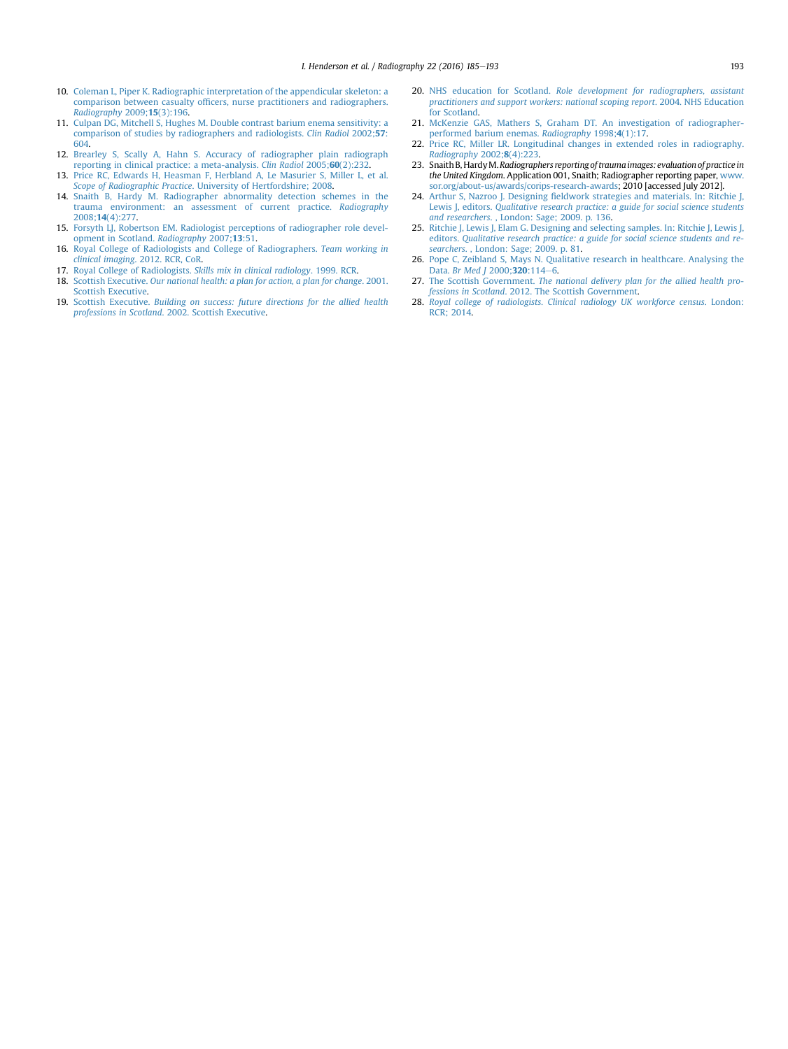10. Coleman L, Piper K. Radiographic interpretation of the appendicular skeleton: a comparison between casualty officers, nurse practitioners and radiographers. *Radiography* 2009;**15**(3):196.
11. Culpan DG, Mitchell S, Hughes M. Double contrast barium enema sensitivity: a comparison of studies by radiographers and radiologists. *Clin Radiol* 2002;**57**: 604.
12. Brearley S, Scally A, Hahn S. Accuracy of radiographer plain radiograph reporting in clinical practice: a meta-analysis. *Clin Radiol* 2005;**60**(2):232.
13. Price RC, Edwards H, Heasman F, Herbland A, Le Masurier S, Miller L, et al. *Scope of Radiographic Practice*. University of Hertfordshire; 2008.
14. Snaith B, Hardy M. Radiographer abnormality detection schemes in the trauma environment: an assessment of current practice. *Radiography* 2008;**14**(4):277.
15. Forsyth LJ, Robertson EM. Radiologist perceptions of radiographer role development in Scotland. *Radiography* 2007;**13**:51.
16. Royal College of Radiologists and College of Radiographers. *Team working in clinical imaging*. 2012. RCR, CoR.
17. Royal College of Radiologists. *Skills mix in clinical radiology*. 1999. RCR.
18. Scottish Executive. *Our national health: a plan for action, a plan for change*. 2001. Scottish Executive.
19. Scottish Executive. *Building on success: future directions for the allied health professions in Scotland*. 2002. Scottish Executive.
20. NHS education for Scotland. *Role development for radiographers, assistant practitioners and support workers: national scoping report*. 2004. NHS Education for Scotland.
21. McKenzie GAS, Mathers S, Graham DT. An investigation of radiographer-performed barium enemas. *Radiography* 1998;**4**(1):17.
22. Price RC, Miller LR. Longitudinal changes in extended roles in radiography. *Radiography* 2002;**8**(4):223.
23. Snaith B, Hardy M. *Radiographers reporting of trauma images: evaluation of practice in the United Kingdom*. Application 001, Snaith; Radiographer reporting paper, www.sor.org/about-us/awards/corips-research-awards; 2010 [accessed July 2012].
24. Arthur S, Nazroo J. Designing fieldwork strategies and materials. In: Ritchie J, Lewis J, editors. *Qualitative research practice: a guide for social science students and researchers*. , London: Sage; 2009. p. 136.
25. Ritchie J, Lewis J, Elam G. Designing and selecting samples. In: Ritchie J, Lewis J, editors. *Qualitative research practice: a guide for social science students and researchers*. , London: Sage; 2009. p. 81.
26. Pope C, Zeibland S, Mays N. Qualitative research in healthcare. Analysing the Data. *Br Med J* 2000;**320**:114–6.
27. The Scottish Government. *The national delivery plan for the allied health professions in Scotland*. 2012. The Scottish Government.
28. *Royal college of radiologists. Clinical radiology UK workforce census*. London: RCR; 2014.